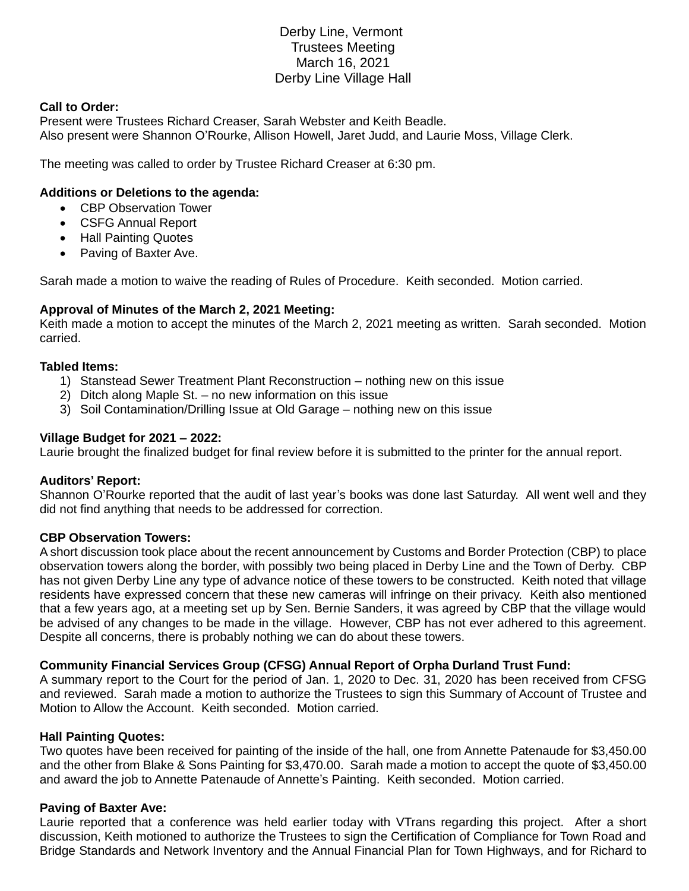# Derby Line, Vermont
# Trustees Meeting
# March 16, 2021
# Derby Line Village Hall

**Call to Order:**
Present were Trustees Richard Creaser, Sarah Webster and Keith Beadle.
Also present were Shannon O'Rourke, Allison Howell, Jaret Judd, and Laurie Moss, Village Clerk.

The meeting was called to order by Trustee Richard Creaser at 6:30 pm.

**Additions or Deletions to the agenda:**

- CBP Observation Tower
- CSFG Annual Report
- Hall Painting Quotes
- Paving of Baxter Ave.

Sarah made a motion to waive the reading of Rules of Procedure. Keith seconded. Motion carried.

**Approval of Minutes of the March 2, 2021 Meeting:**
Keith made a motion to accept the minutes of the March 2, 2021 meeting as written. Sarah seconded. Motion carried.

**Tabled Items:**

1) Stanstead Sewer Treatment Plant Reconstruction – nothing new on this issue
2) Ditch along Maple St. – no new information on this issue
3) Soil Contamination/Drilling Issue at Old Garage – nothing new on this issue

**Village Budget for 2021 – 2022:**
Laurie brought the finalized budget for final review before it is submitted to the printer for the annual report.

**Auditors' Report:**
Shannon O'Rourke reported that the audit of last year's books was done last Saturday. All went well and they did not find anything that needs to be addressed for correction.

**CBP Observation Towers:**
A short discussion took place about the recent announcement by Customs and Border Protection (CBP) to place observation towers along the border, with possibly two being placed in Derby Line and the Town of Derby. CBP has not given Derby Line any type of advance notice of these towers to be constructed. Keith noted that village residents have expressed concern that these new cameras will infringe on their privacy. Keith also mentioned that a few years ago, at a meeting set up by Sen. Bernie Sanders, it was agreed by CBP that the village would be advised of any changes to be made in the village. However, CBP has not ever adhered to this agreement. Despite all concerns, there is probably nothing we can do about these towers.

**Community Financial Services Group (CFSG) Annual Report of Orpha Durland Trust Fund:**
A summary report to the Court for the period of Jan. 1, 2020 to Dec. 31, 2020 has been received from CFSG and reviewed. Sarah made a motion to authorize the Trustees to sign this Summary of Account of Trustee and Motion to Allow the Account. Keith seconded. Motion carried.

**Hall Painting Quotes:**
Two quotes have been received for painting of the inside of the hall, one from Annette Patenaude for $3,450.00 and the other from Blake & Sons Painting for $3,470.00. Sarah made a motion to accept the quote of $3,450.00 and award the job to Annette Patenaude of Annette's Painting. Keith seconded. Motion carried.

**Paving of Baxter Ave:**
Laurie reported that a conference was held earlier today with VTrans regarding this project. After a short discussion, Keith motioned to authorize the Trustees to sign the Certification of Compliance for Town Road and Bridge Standards and Network Inventory and the Annual Financial Plan for Town Highways, and for Richard to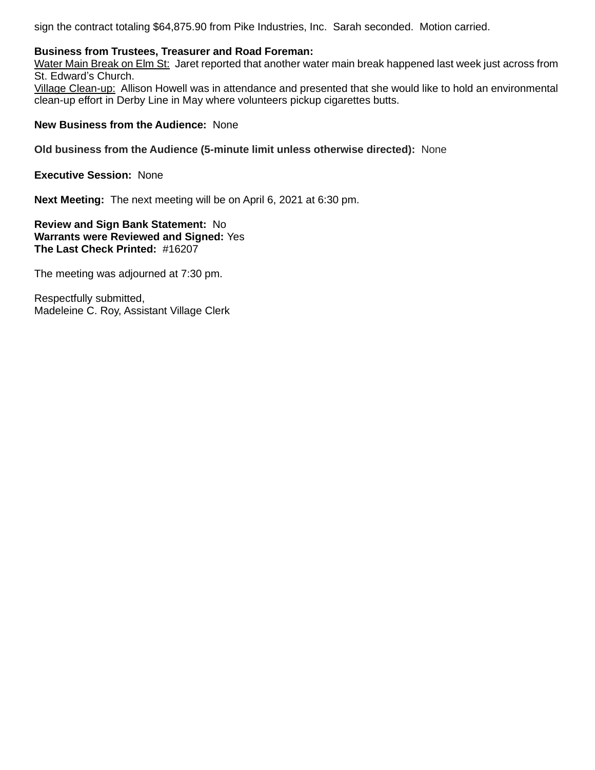sign the contract totaling $64,875.90 from Pike Industries, Inc.  Sarah seconded.  Motion carried.

**Business from Trustees, Treasurer and Road Foreman:**
<u>Water Main Break on Elm St:</u>  Jaret reported that another water main break happened last week just across from St. Edward's Church.
<u>Village Clean-up:</u>  Allison Howell was in attendance and presented that she would like to hold an environmental clean-up effort in Derby Line in May where volunteers pickup cigarettes butts.

**New Business from the Audience:**  None

**Old business from the Audience (5-minute limit unless otherwise directed):**  None

**Executive Session:**  None

**Next Meeting:**  The next meeting will be on April 6, 2021 at 6:30 pm.

**Review and Sign Bank Statement:**  No
**Warrants were Reviewed and Signed:** Yes
**The Last Check Printed:**  #16207

The meeting was adjourned at 7:30 pm.

Respectfully submitted,
Madeleine C. Roy, Assistant Village Clerk